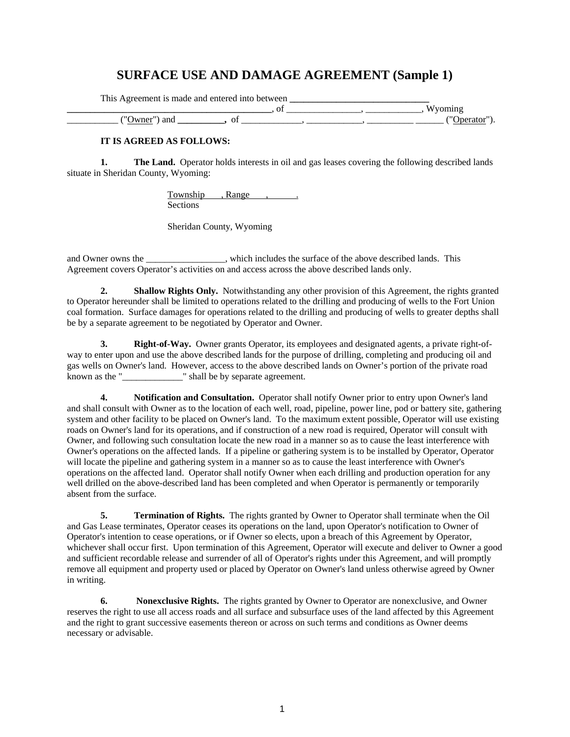# SURFACE USE AND DAMAGE AGREEMENT (Sample 1)

This Agreement is made and entered into between ______________________________ ____________________________________________, of ________________, ____________, Wyoming ___________ ("Owner") and __________, of _____________, ____________, __________ ______ ("Operator").

**IT IS AGREED AS FOLLOWS:**

**1. The Land.** Operator holds interests in oil and gas leases covering the following described lands situate in Sheridan County, Wyoming:

> Township , Range , .
> Sections
>
> Sheridan County, Wyoming

and Owner owns the _________________, which includes the surface of the above described lands. This Agreement covers Operator's activities on and access across the above described lands only.

**2. Shallow Rights Only.** Notwithstanding any other provision of this Agreement, the rights granted to Operator hereunder shall be limited to operations related to the drilling and producing of wells to the Fort Union coal formation. Surface damages for operations related to the drilling and producing of wells to greater depths shall be by a separate agreement to be negotiated by Operator and Owner.

**3. Right-of-Way.** Owner grants Operator, its employees and designated agents, a private right-of-way to enter upon and use the above described lands for the purpose of drilling, completing and producing oil and gas wells on Owner's land. However, access to the above described lands on Owner's portion of the private road known as the "_____________" shall be by separate agreement.

**4. Notification and Consultation.** Operator shall notify Owner prior to entry upon Owner's land and shall consult with Owner as to the location of each well, road, pipeline, power line, pod or battery site, gathering system and other facility to be placed on Owner's land. To the maximum extent possible, Operator will use existing roads on Owner's land for its operations, and if construction of a new road is required, Operator will consult with Owner, and following such consultation locate the new road in a manner so as to cause the least interference with Owner's operations on the affected lands. If a pipeline or gathering system is to be installed by Operator, Operator will locate the pipeline and gathering system in a manner so as to cause the least interference with Owner's operations on the affected land. Operator shall notify Owner when each drilling and production operation for any well drilled on the above-described land has been completed and when Operator is permanently or temporarily absent from the surface.

**5. Termination of Rights.** The rights granted by Owner to Operator shall terminate when the Oil and Gas Lease terminates, Operator ceases its operations on the land, upon Operator's notification to Owner of Operator's intention to cease operations, or if Owner so elects, upon a breach of this Agreement by Operator, whichever shall occur first. Upon termination of this Agreement, Operator will execute and deliver to Owner a good and sufficient recordable release and surrender of all of Operator's rights under this Agreement, and will promptly remove all equipment and property used or placed by Operator on Owner's land unless otherwise agreed by Owner in writing.

**6. Nonexclusive Rights.** The rights granted by Owner to Operator are nonexclusive, and Owner reserves the right to use all access roads and all surface and subsurface uses of the land affected by this Agreement and the right to grant successive easements thereon or across on such terms and conditions as Owner deems necessary or advisable.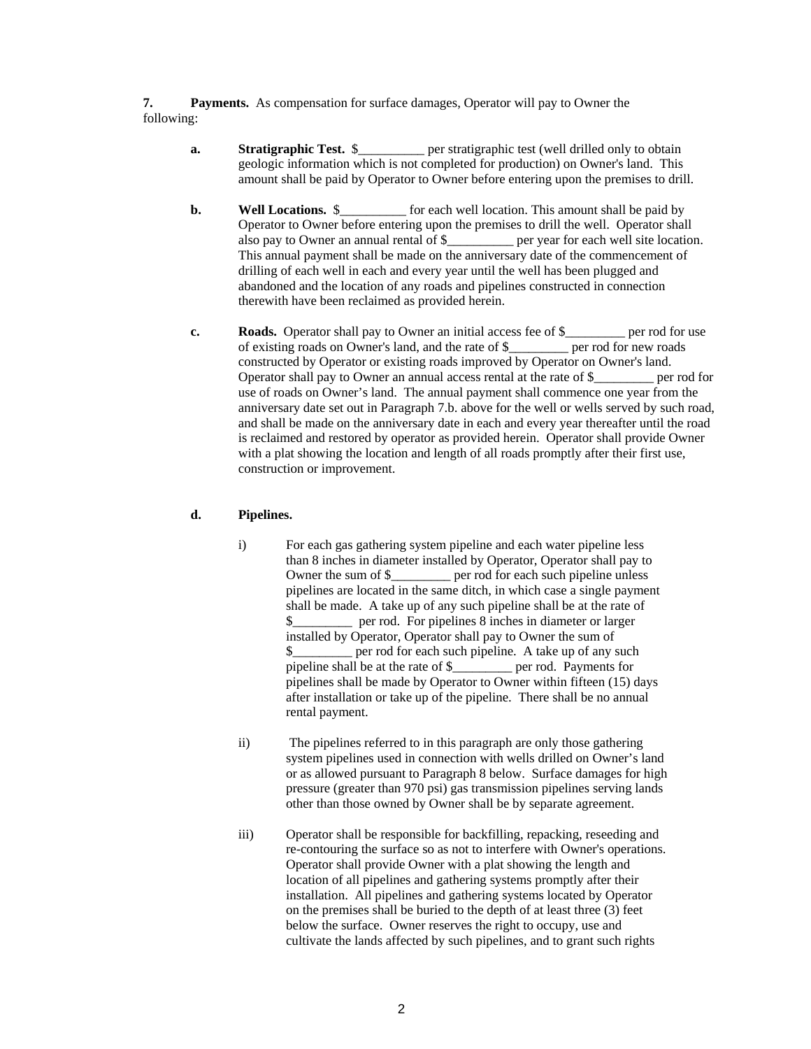**7. Payments.** As compensation for surface damages, Operator will pay to Owner the following:

**a. Stratigraphic Test.** $__________ per stratigraphic test (well drilled only to obtain geologic information which is not completed for production) on Owner's land. This amount shall be paid by Operator to Owner before entering upon the premises to drill.

**b. Well Locations.** $__________ for each well location. This amount shall be paid by Operator to Owner before entering upon the premises to drill the well. Operator shall also pay to Owner an annual rental of $__________ per year for each well site location. This annual payment shall be made on the anniversary date of the commencement of drilling of each well in each and every year until the well has been plugged and abandoned and the location of any roads and pipelines constructed in connection therewith have been reclaimed as provided herein.

**c. Roads.** Operator shall pay to Owner an initial access fee of $_________ per rod for use of existing roads on Owner's land, and the rate of $_________ per rod for new roads constructed by Operator or existing roads improved by Operator on Owner's land. Operator shall pay to Owner an annual access rental at the rate of $_________ per rod for use of roads on Owner's land. The annual payment shall commence one year from the anniversary date set out in Paragraph 7.b. above for the well or wells served by such road, and shall be made on the anniversary date in each and every year thereafter until the road is reclaimed and restored by operator as provided herein. Operator shall provide Owner with a plat showing the location and length of all roads promptly after their first use, construction or improvement.

**d. Pipelines.**

i) For each gas gathering system pipeline and each water pipeline less than 8 inches in diameter installed by Operator, Operator shall pay to Owner the sum of $_________ per rod for each such pipeline unless pipelines are located in the same ditch, in which case a single payment shall be made. A take up of any such pipeline shall be at the rate of $_________ per rod. For pipelines 8 inches in diameter or larger installed by Operator, Operator shall pay to Owner the sum of $_________ per rod for each such pipeline. A take up of any such pipeline shall be at the rate of $_________ per rod. Payments for pipelines shall be made by Operator to Owner within fifteen (15) days after installation or take up of the pipeline. There shall be no annual rental payment.

ii) The pipelines referred to in this paragraph are only those gathering system pipelines used in connection with wells drilled on Owner's land or as allowed pursuant to Paragraph 8 below. Surface damages for high pressure (greater than 970 psi) gas transmission pipelines serving lands other than those owned by Owner shall be by separate agreement.

iii) Operator shall be responsible for backfilling, repacking, reseeding and re-contouring the surface so as not to interfere with Owner's operations. Operator shall provide Owner with a plat showing the length and location of all pipelines and gathering systems promptly after their installation. All pipelines and gathering systems located by Operator on the premises shall be buried to the depth of at least three (3) feet below the surface. Owner reserves the right to occupy, use and cultivate the lands affected by such pipelines, and to grant such rights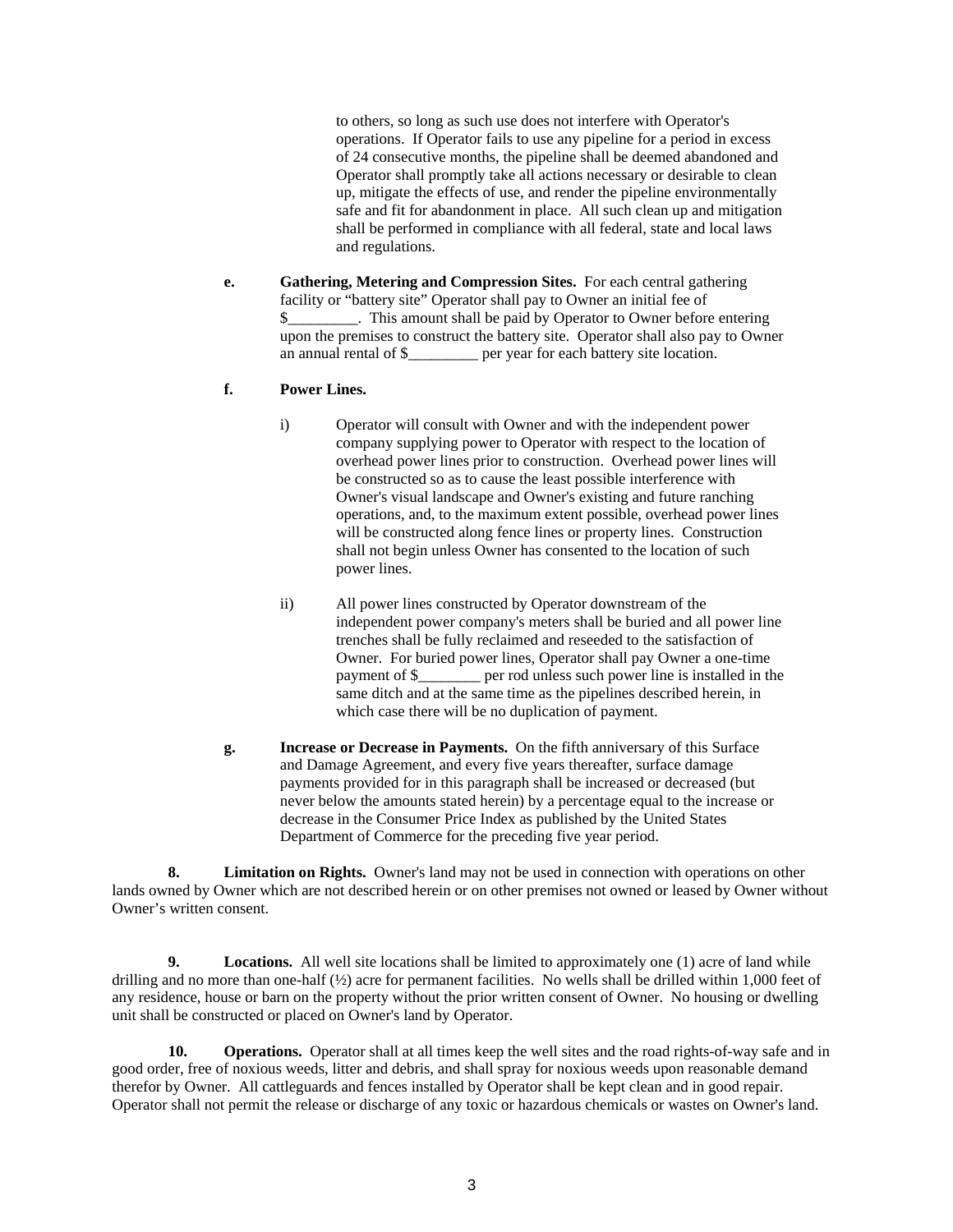to others, so long as such use does not interfere with Operator's operations. If Operator fails to use any pipeline for a period in excess of 24 consecutive months, the pipeline shall be deemed abandoned and Operator shall promptly take all actions necessary or desirable to clean up, mitigate the effects of use, and render the pipeline environmentally safe and fit for abandonment in place. All such clean up and mitigation shall be performed in compliance with all federal, state and local laws and regulations.

**e. Gathering, Metering and Compression Sites.** For each central gathering facility or "battery site" Operator shall pay to Owner an initial fee of $_________. This amount shall be paid by Operator to Owner before entering upon the premises to construct the battery site. Operator shall also pay to Owner an annual rental of $_________ per year for each battery site location.

**f. Power Lines.**

i) Operator will consult with Owner and with the independent power company supplying power to Operator with respect to the location of overhead power lines prior to construction. Overhead power lines will be constructed so as to cause the least possible interference with Owner's visual landscape and Owner's existing and future ranching operations, and, to the maximum extent possible, overhead power lines will be constructed along fence lines or property lines. Construction shall not begin unless Owner has consented to the location of such power lines.

ii) All power lines constructed by Operator downstream of the independent power company's meters shall be buried and all power line trenches shall be fully reclaimed and reseeded to the satisfaction of Owner. For buried power lines, Operator shall pay Owner a one-time payment of $________ per rod unless such power line is installed in the same ditch and at the same time as the pipelines described herein, in which case there will be no duplication of payment.

**g. Increase or Decrease in Payments.** On the fifth anniversary of this Surface and Damage Agreement, and every five years thereafter, surface damage payments provided for in this paragraph shall be increased or decreased (but never below the amounts stated herein) by a percentage equal to the increase or decrease in the Consumer Price Index as published by the United States Department of Commerce for the preceding five year period.

**8. Limitation on Rights.** Owner's land may not be used in connection with operations on other lands owned by Owner which are not described herein or on other premises not owned or leased by Owner without Owner's written consent.

**9. Locations.** All well site locations shall be limited to approximately one (1) acre of land while drilling and no more than one-half (½) acre for permanent facilities. No wells shall be drilled within 1,000 feet of any residence, house or barn on the property without the prior written consent of Owner. No housing or dwelling unit shall be constructed or placed on Owner's land by Operator.

**10. Operations.** Operator shall at all times keep the well sites and the road rights-of-way safe and in good order, free of noxious weeds, litter and debris, and shall spray for noxious weeds upon reasonable demand therefor by Owner. All cattleguards and fences installed by Operator shall be kept clean and in good repair. Operator shall not permit the release or discharge of any toxic or hazardous chemicals or wastes on Owner's land.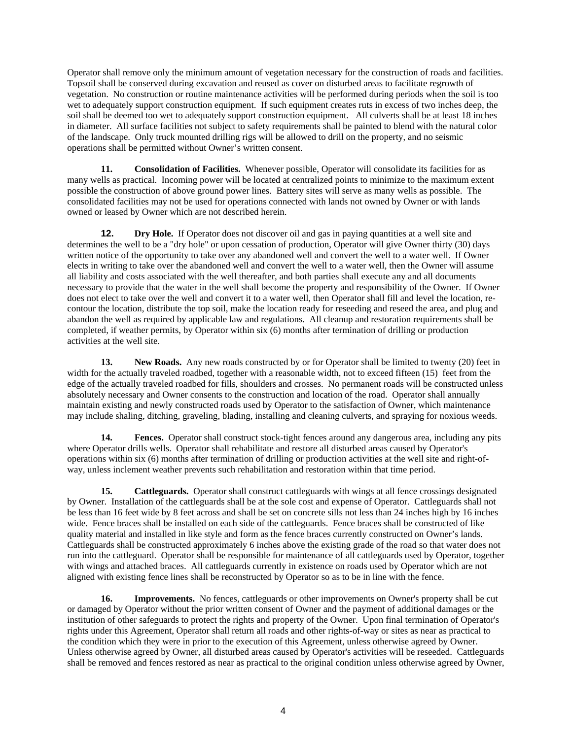Operator shall remove only the minimum amount of vegetation necessary for the construction of roads and facilities. Topsoil shall be conserved during excavation and reused as cover on disturbed areas to facilitate regrowth of vegetation. No construction or routine maintenance activities will be performed during periods when the soil is too wet to adequately support construction equipment. If such equipment creates ruts in excess of two inches deep, the soil shall be deemed too wet to adequately support construction equipment. All culverts shall be at least 18 inches in diameter. All surface facilities not subject to safety requirements shall be painted to blend with the natural color of the landscape. Only truck mounted drilling rigs will be allowed to drill on the property, and no seismic operations shall be permitted without Owner's written consent.

**11. Consolidation of Facilities.** Whenever possible, Operator will consolidate its facilities for as many wells as practical. Incoming power will be located at centralized points to minimize to the maximum extent possible the construction of above ground power lines. Battery sites will serve as many wells as possible. The consolidated facilities may not be used for operations connected with lands not owned by Owner or with lands owned or leased by Owner which are not described herein.

**12. Dry Hole.** If Operator does not discover oil and gas in paying quantities at a well site and determines the well to be a "dry hole" or upon cessation of production, Operator will give Owner thirty (30) days written notice of the opportunity to take over any abandoned well and convert the well to a water well. If Owner elects in writing to take over the abandoned well and convert the well to a water well, then the Owner will assume all liability and costs associated with the well thereafter, and both parties shall execute any and all documents necessary to provide that the water in the well shall become the property and responsibility of the Owner. If Owner does not elect to take over the well and convert it to a water well, then Operator shall fill and level the location, re-contour the location, distribute the top soil, make the location ready for reseeding and reseed the area, and plug and abandon the well as required by applicable law and regulations. All cleanup and restoration requirements shall be completed, if weather permits, by Operator within six (6) months after termination of drilling or production activities at the well site.

**13. New Roads.** Any new roads constructed by or for Operator shall be limited to twenty (20) feet in width for the actually traveled roadbed, together with a reasonable width, not to exceed fifteen (15) feet from the edge of the actually traveled roadbed for fills, shoulders and crosses. No permanent roads will be constructed unless absolutely necessary and Owner consents to the construction and location of the road. Operator shall annually maintain existing and newly constructed roads used by Operator to the satisfaction of Owner, which maintenance may include shaling, ditching, graveling, blading, installing and cleaning culverts, and spraying for noxious weeds.

**14. Fences.** Operator shall construct stock-tight fences around any dangerous area, including any pits where Operator drills wells. Operator shall rehabilitate and restore all disturbed areas caused by Operator's operations within six (6) months after termination of drilling or production activities at the well site and right-of-way, unless inclement weather prevents such rehabilitation and restoration within that time period.

**15. Cattleguards.** Operator shall construct cattleguards with wings at all fence crossings designated by Owner. Installation of the cattleguards shall be at the sole cost and expense of Operator. Cattleguards shall not be less than 16 feet wide by 8 feet across and shall be set on concrete sills not less than 24 inches high by 16 inches wide. Fence braces shall be installed on each side of the cattleguards. Fence braces shall be constructed of like quality material and installed in like style and form as the fence braces currently constructed on Owner's lands. Cattleguards shall be constructed approximately 6 inches above the existing grade of the road so that water does not run into the cattleguard. Operator shall be responsible for maintenance of all cattleguards used by Operator, together with wings and attached braces. All cattleguards currently in existence on roads used by Operator which are not aligned with existing fence lines shall be reconstructed by Operator so as to be in line with the fence.

**16. Improvements.** No fences, cattleguards or other improvements on Owner's property shall be cut or damaged by Operator without the prior written consent of Owner and the payment of additional damages or the institution of other safeguards to protect the rights and property of the Owner. Upon final termination of Operator's rights under this Agreement, Operator shall return all roads and other rights-of-way or sites as near as practical to the condition which they were in prior to the execution of this Agreement, unless otherwise agreed by Owner. Unless otherwise agreed by Owner, all disturbed areas caused by Operator's activities will be reseeded. Cattleguards shall be removed and fences restored as near as practical to the original condition unless otherwise agreed by Owner,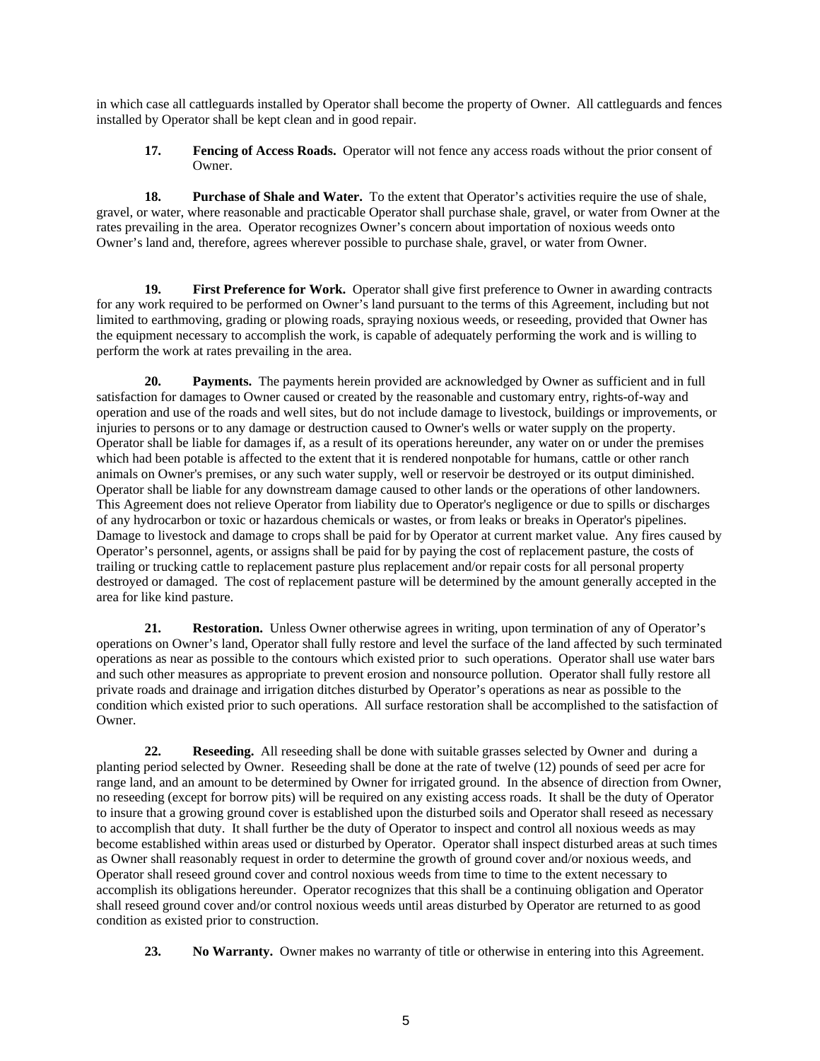in which case all cattleguards installed by Operator shall become the property of Owner. All cattleguards and fences installed by Operator shall be kept clean and in good repair.

**17. Fencing of Access Roads.** Operator will not fence any access roads without the prior consent of Owner.

**18. Purchase of Shale and Water.** To the extent that Operator's activities require the use of shale, gravel, or water, where reasonable and practicable Operator shall purchase shale, gravel, or water from Owner at the rates prevailing in the area. Operator recognizes Owner's concern about importation of noxious weeds onto Owner's land and, therefore, agrees wherever possible to purchase shale, gravel, or water from Owner.

**19. First Preference for Work.** Operator shall give first preference to Owner in awarding contracts for any work required to be performed on Owner's land pursuant to the terms of this Agreement, including but not limited to earthmoving, grading or plowing roads, spraying noxious weeds, or reseeding, provided that Owner has the equipment necessary to accomplish the work, is capable of adequately performing the work and is willing to perform the work at rates prevailing in the area.

**20. Payments.** The payments herein provided are acknowledged by Owner as sufficient and in full satisfaction for damages to Owner caused or created by the reasonable and customary entry, rights-of-way and operation and use of the roads and well sites, but do not include damage to livestock, buildings or improvements, or injuries to persons or to any damage or destruction caused to Owner's wells or water supply on the property. Operator shall be liable for damages if, as a result of its operations hereunder, any water on or under the premises which had been potable is affected to the extent that it is rendered nonpotable for humans, cattle or other ranch animals on Owner's premises, or any such water supply, well or reservoir be destroyed or its output diminished. Operator shall be liable for any downstream damage caused to other lands or the operations of other landowners. This Agreement does not relieve Operator from liability due to Operator's negligence or due to spills or discharges of any hydrocarbon or toxic or hazardous chemicals or wastes, or from leaks or breaks in Operator's pipelines. Damage to livestock and damage to crops shall be paid for by Operator at current market value. Any fires caused by Operator's personnel, agents, or assigns shall be paid for by paying the cost of replacement pasture, the costs of trailing or trucking cattle to replacement pasture plus replacement and/or repair costs for all personal property destroyed or damaged. The cost of replacement pasture will be determined by the amount generally accepted in the area for like kind pasture.

**21. Restoration.** Unless Owner otherwise agrees in writing, upon termination of any of Operator's operations on Owner's land, Operator shall fully restore and level the surface of the land affected by such terminated operations as near as possible to the contours which existed prior to such operations. Operator shall use water bars and such other measures as appropriate to prevent erosion and nonsource pollution. Operator shall fully restore all private roads and drainage and irrigation ditches disturbed by Operator's operations as near as possible to the condition which existed prior to such operations. All surface restoration shall be accomplished to the satisfaction of Owner.

**22. Reseeding.** All reseeding shall be done with suitable grasses selected by Owner and during a planting period selected by Owner. Reseeding shall be done at the rate of twelve (12) pounds of seed per acre for range land, and an amount to be determined by Owner for irrigated ground. In the absence of direction from Owner, no reseeding (except for borrow pits) will be required on any existing access roads. It shall be the duty of Operator to insure that a growing ground cover is established upon the disturbed soils and Operator shall reseed as necessary to accomplish that duty. It shall further be the duty of Operator to inspect and control all noxious weeds as may become established within areas used or disturbed by Operator. Operator shall inspect disturbed areas at such times as Owner shall reasonably request in order to determine the growth of ground cover and/or noxious weeds, and Operator shall reseed ground cover and control noxious weeds from time to time to the extent necessary to accomplish its obligations hereunder. Operator recognizes that this shall be a continuing obligation and Operator shall reseed ground cover and/or control noxious weeds until areas disturbed by Operator are returned to as good condition as existed prior to construction.

**23. No Warranty.** Owner makes no warranty of title or otherwise in entering into this Agreement.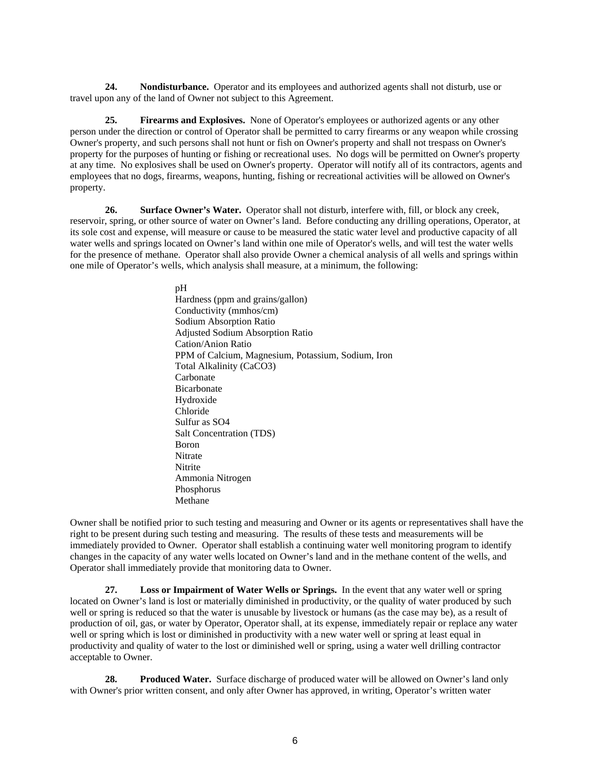**24. Nondisturbance.** Operator and its employees and authorized agents shall not disturb, use or travel upon any of the land of Owner not subject to this Agreement.

**25. Firearms and Explosives.** None of Operator's employees or authorized agents or any other person under the direction or control of Operator shall be permitted to carry firearms or any weapon while crossing Owner's property, and such persons shall not hunt or fish on Owner's property and shall not trespass on Owner's property for the purposes of hunting or fishing or recreational uses. No dogs will be permitted on Owner's property at any time. No explosives shall be used on Owner's property. Operator will notify all of its contractors, agents and employees that no dogs, firearms, weapons, hunting, fishing or recreational activities will be allowed on Owner's property.

**26. Surface Owner's Water.** Operator shall not disturb, interfere with, fill, or block any creek, reservoir, spring, or other source of water on Owner's land. Before conducting any drilling operations, Operator, at its sole cost and expense, will measure or cause to be measured the static water level and productive capacity of all water wells and springs located on Owner's land within one mile of Operator's wells, and will test the water wells for the presence of methane. Operator shall also provide Owner a chemical analysis of all wells and springs within one mile of Operator's wells, which analysis shall measure, at a minimum, the following:

pH
Hardness (ppm and grains/gallon)
Conductivity (mmhos/cm)
Sodium Absorption Ratio
Adjusted Sodium Absorption Ratio
Cation/Anion Ratio
PPM of Calcium, Magnesium, Potassium, Sodium, Iron
Total Alkalinity ($CaCO_3$)
Carbonate
Bicarbonate
Hydroxide
Chloride
Sulfur as $SO_4$
Salt Concentration (TDS)
Boron
Nitrate
Nitrite
Ammonia Nitrogen
Phosphorus
Methane

Owner shall be notified prior to such testing and measuring and Owner or its agents or representatives shall have the right to be present during such testing and measuring. The results of these tests and measurements will be immediately provided to Owner. Operator shall establish a continuing water well monitoring program to identify changes in the capacity of any water wells located on Owner's land and in the methane content of the wells, and Operator shall immediately provide that monitoring data to Owner.

**27. Loss or Impairment of Water Wells or Springs.** In the event that any water well or spring located on Owner's land is lost or materially diminished in productivity, or the quality of water produced by such well or spring is reduced so that the water is unusable by livestock or humans (as the case may be), as a result of production of oil, gas, or water by Operator, Operator shall, at its expense, immediately repair or replace any water well or spring which is lost or diminished in productivity with a new water well or spring at least equal in productivity and quality of water to the lost or diminished well or spring, using a water well drilling contractor acceptable to Owner.

**28. Produced Water.** Surface discharge of produced water will be allowed on Owner's land only with Owner's prior written consent, and only after Owner has approved, in writing, Operator's written water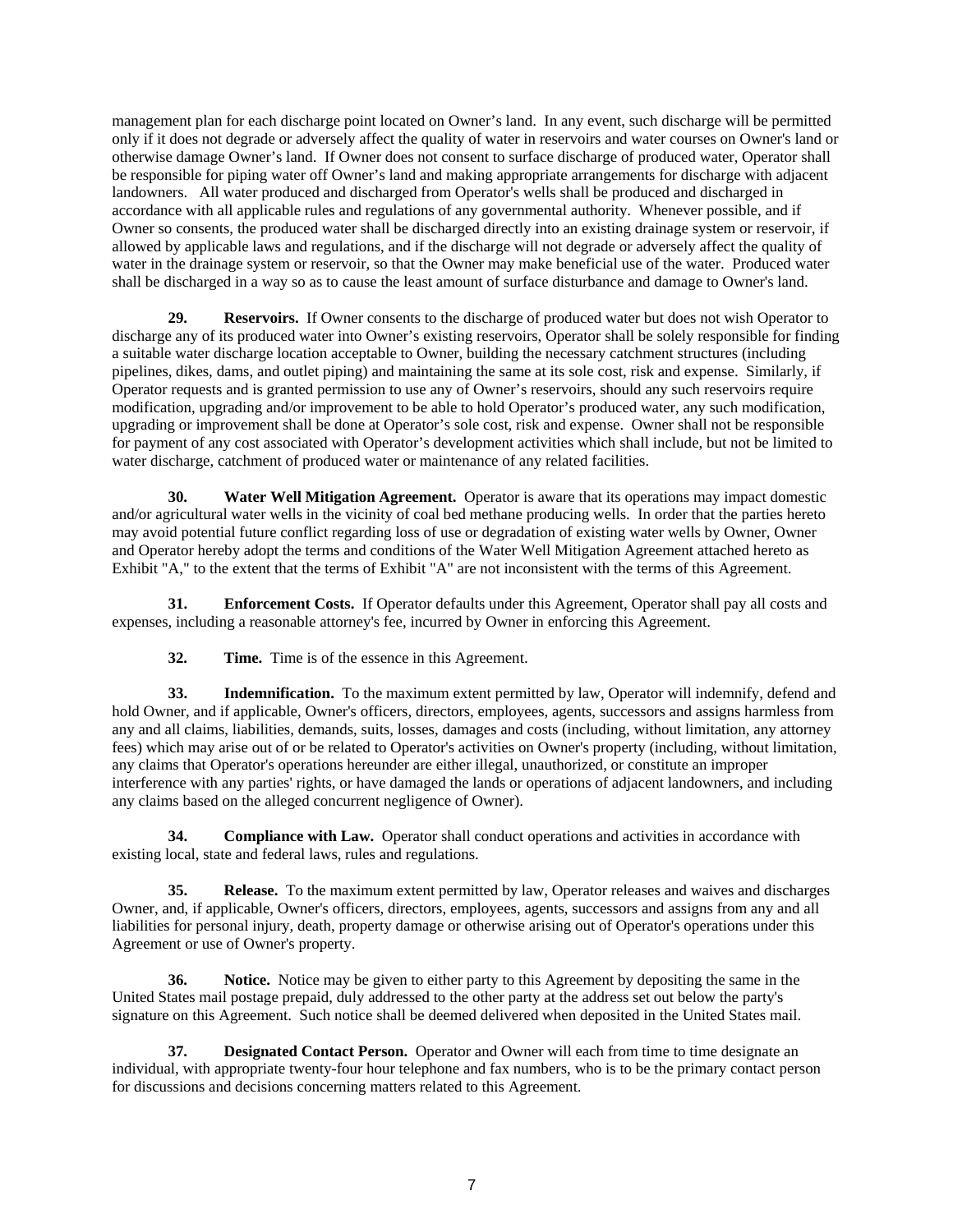management plan for each discharge point located on Owner's land. In any event, such discharge will be permitted only if it does not degrade or adversely affect the quality of water in reservoirs and water courses on Owner's land or otherwise damage Owner's land. If Owner does not consent to surface discharge of produced water, Operator shall be responsible for piping water off Owner's land and making appropriate arrangements for discharge with adjacent landowners. All water produced and discharged from Operator's wells shall be produced and discharged in accordance with all applicable rules and regulations of any governmental authority. Whenever possible, and if Owner so consents, the produced water shall be discharged directly into an existing drainage system or reservoir, if allowed by applicable laws and regulations, and if the discharge will not degrade or adversely affect the quality of water in the drainage system or reservoir, so that the Owner may make beneficial use of the water. Produced water shall be discharged in a way so as to cause the least amount of surface disturbance and damage to Owner's land.

**29. Reservoirs.** If Owner consents to the discharge of produced water but does not wish Operator to discharge any of its produced water into Owner's existing reservoirs, Operator shall be solely responsible for finding a suitable water discharge location acceptable to Owner, building the necessary catchment structures (including pipelines, dikes, dams, and outlet piping) and maintaining the same at its sole cost, risk and expense. Similarly, if Operator requests and is granted permission to use any of Owner's reservoirs, should any such reservoirs require modification, upgrading and/or improvement to be able to hold Operator's produced water, any such modification, upgrading or improvement shall be done at Operator's sole cost, risk and expense. Owner shall not be responsible for payment of any cost associated with Operator's development activities which shall include, but not be limited to water discharge, catchment of produced water or maintenance of any related facilities.

**30. Water Well Mitigation Agreement.** Operator is aware that its operations may impact domestic and/or agricultural water wells in the vicinity of coal bed methane producing wells. In order that the parties hereto may avoid potential future conflict regarding loss of use or degradation of existing water wells by Owner, Owner and Operator hereby adopt the terms and conditions of the Water Well Mitigation Agreement attached hereto as Exhibit "A," to the extent that the terms of Exhibit "A" are not inconsistent with the terms of this Agreement.

**31. Enforcement Costs.** If Operator defaults under this Agreement, Operator shall pay all costs and expenses, including a reasonable attorney's fee, incurred by Owner in enforcing this Agreement.

**32. Time.** Time is of the essence in this Agreement.

**33. Indemnification.** To the maximum extent permitted by law, Operator will indemnify, defend and hold Owner, and if applicable, Owner's officers, directors, employees, agents, successors and assigns harmless from any and all claims, liabilities, demands, suits, losses, damages and costs (including, without limitation, any attorney fees) which may arise out of or be related to Operator's activities on Owner's property (including, without limitation, any claims that Operator's operations hereunder are either illegal, unauthorized, or constitute an improper interference with any parties' rights, or have damaged the lands or operations of adjacent landowners, and including any claims based on the alleged concurrent negligence of Owner).

**34. Compliance with Law.** Operator shall conduct operations and activities in accordance with existing local, state and federal laws, rules and regulations.

**35. Release.** To the maximum extent permitted by law, Operator releases and waives and discharges Owner, and, if applicable, Owner's officers, directors, employees, agents, successors and assigns from any and all liabilities for personal injury, death, property damage or otherwise arising out of Operator's operations under this Agreement or use of Owner's property.

**36. Notice.** Notice may be given to either party to this Agreement by depositing the same in the United States mail postage prepaid, duly addressed to the other party at the address set out below the party's signature on this Agreement. Such notice shall be deemed delivered when deposited in the United States mail.

**37. Designated Contact Person.** Operator and Owner will each from time to time designate an individual, with appropriate twenty-four hour telephone and fax numbers, who is to be the primary contact person for discussions and decisions concerning matters related to this Agreement.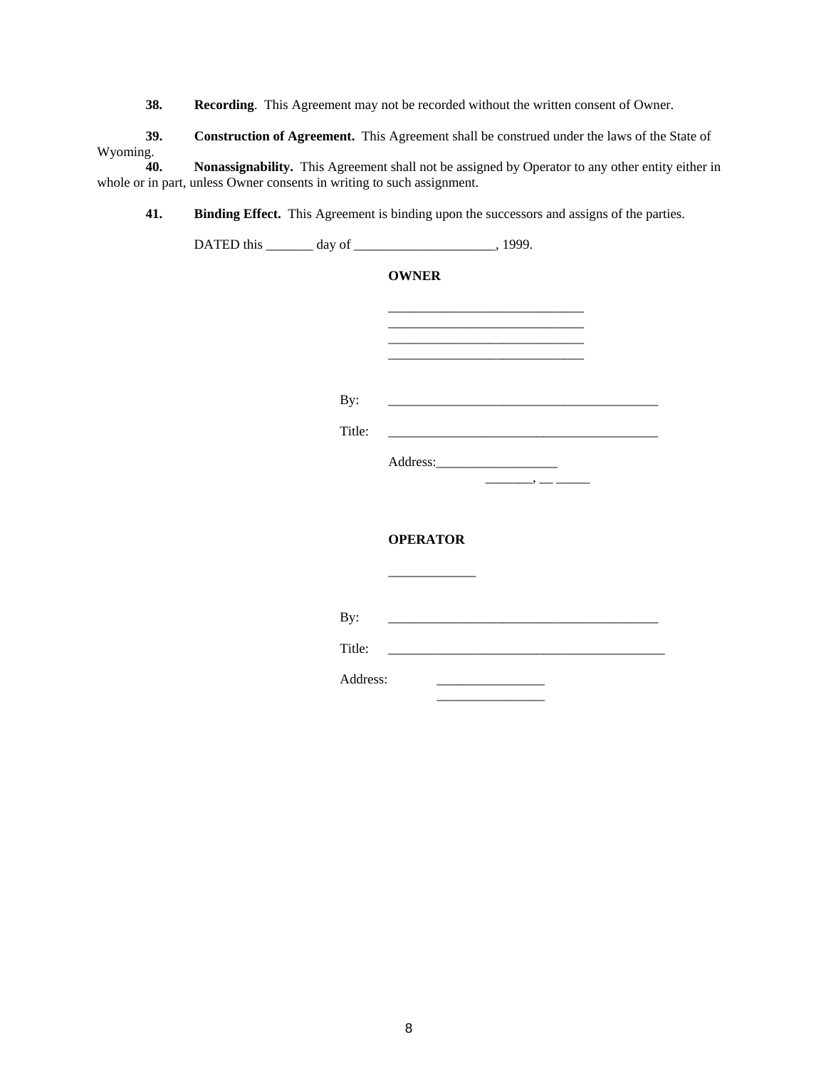**38.** **Recording**. This Agreement may not be recorded without the written consent of Owner.

**39.** **Construction of Agreement.** This Agreement shall be construed under the laws of the State of Wyoming.

**40.** **Nonassignability.** This Agreement shall not be assigned by Operator to any other entity either in whole or in part, unless Owner consents in writing to such assignment.

**41.** **Binding Effect.** This Agreement is binding upon the successors and assigns of the parties.

DATED this _______ day of _____________________, 1999.

**OWNER**

_____________________________
_____________________________
_____________________________
_____________________________

By: _________________________________________

Title: _________________________________________

Address:__________________
_______, __ _____

**OPERATOR**

_____________

By: _________________________________________

Title: __________________________________________

Address: ________________
________________